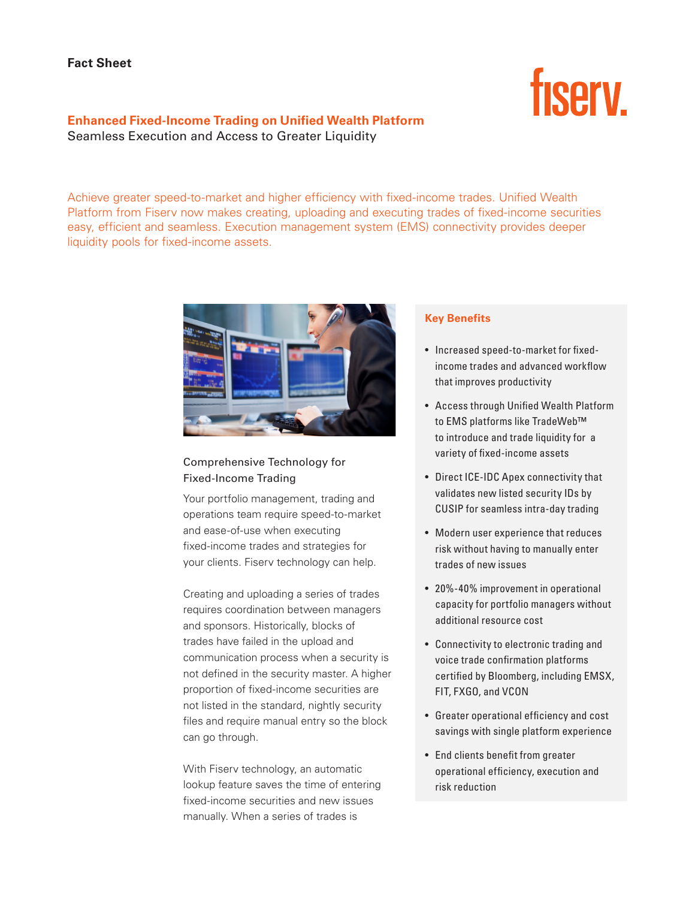Fact Sheet

# Enhanced Fixed-Income Trading on Unified Wealth Platform

Seamless Execution and Access to Greater Liquidity

Achieve greater speed-to-market and higher efficiency with fixed-income trades. Unified Wealth Platform from Fiserv now makes creating, uploading and executing trades of fixed-income securities easy, efficient and seamless. Execution management system (EMS) connectivity provides deeper liquidity pools for fixed-income assets.

## Comprehensive Technology for Fixed-Income Trading

Your portfolio management, trading and operations team require speed-to-market and ease-of-use when executing fixed-income trades and strategies for your clients. Fiserv technology can help.

Creating and uploading a series of trades requires coordination between managers and sponsors. Historically, blocks of trades have failed in the upload and communication process when a security is not defined in the security master. A higher proportion of fixed-income securities are not listed in the standard, nightly security files and require manual entry so the block can go through.

With Fiserv technology, an automatic lookup feature saves the time of entering fixed-income securities and new issues manually. When a series of trades is

## Key Benefits

- Increased speed-to-market for fixed-income trades and advanced workflow that improves productivity
- Access through Unified Wealth Platform to EMS platforms like TradeWeb™ to introduce and trade liquidity for a variety of fixed-income assets
- Direct ICE-IDC Apex connectivity that validates new listed security IDs by CUSIP for seamless intra-day trading
- Modern user experience that reduces risk without having to manually enter trades of new issues
- 20%-40% improvement in operational capacity for portfolio managers without additional resource cost
- Connectivity to electronic trading and voice trade confirmation platforms certified by Bloomberg, including EMSX, FIT, FXGO, and VCON
- Greater operational efficiency and cost savings with single platform experience
- End clients benefit from greater operational efficiency, execution and risk reduction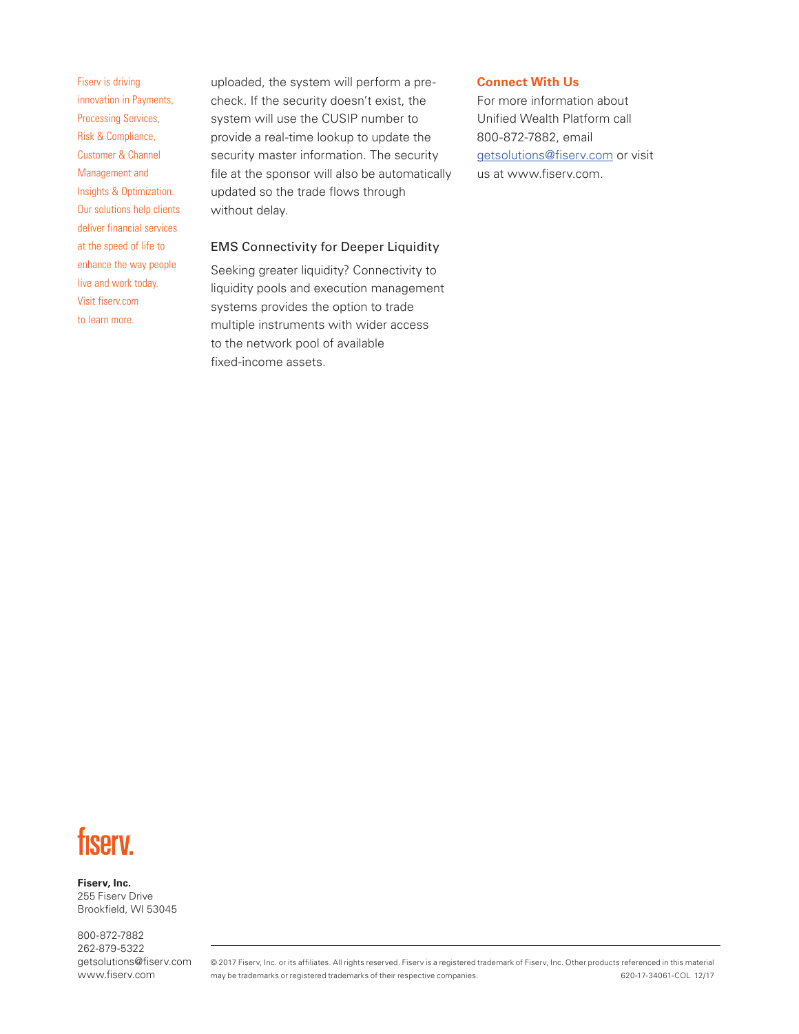Fiserv is driving innovation in Payments, Processing Services, Risk & Compliance, Customer & Channel Management and Insights & Optimization. Our solutions help clients deliver financial services at the speed of life to enhance the way people live and work today. Visit fiserv.com to learn more.

uploaded, the system will perform a pre-check. If the security doesn't exist, the system will use the CUSIP number to provide a real-time lookup to update the security master information. The security file at the sponsor will also be automatically updated so the trade flows through without delay.

### EMS Connectivity for Deeper Liquidity

Seeking greater liquidity? Connectivity to liquidity pools and execution management systems provides the option to trade multiple instruments with wider access to the network pool of available fixed-income assets.

### Connect With Us

For more information about Unified Wealth Platform call 800-872-7882, email getsolutions@fiserv.com or visit us at www.fiserv.com.

fiserv.

**Fiserv, Inc.**
255 Fiserv Drive
Brookfield, WI 53045

800-872-7882
262-879-5322
getsolutions@fiserv.com
www.fiserv.com

© 2017 Fiserv, Inc. or its affiliates. All rights reserved. Fiserv is a registered trademark of Fiserv, Inc. Other products referenced in this material may be trademarks or registered trademarks of their respective companies. 620-17-34061-COL 12/17